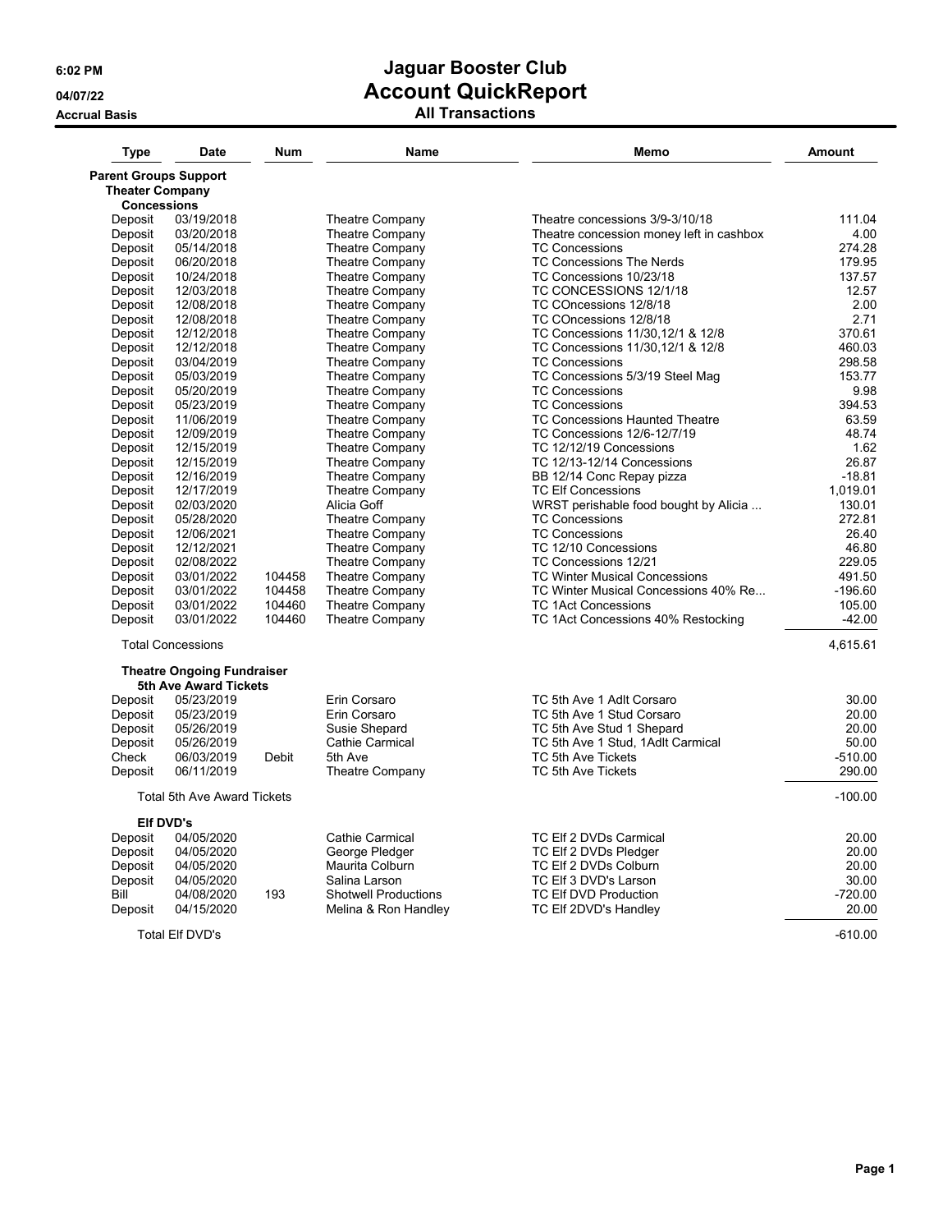# Jaguar Booster Club
## Account QuickReport
### All Transactions

6:02 PM
04/07/22
Accrual Basis

| Type | Date | Num | Name | Memo | Amount |
|---|---|---|---|---|---|
| **Parent Groups Support** | | | | | |
| **Theater Company** | | | | | |
| **Concessions** | | | | | |
| Deposit | 03/19/2018 | | Theatre Company | Theatre concessions 3/9-3/10/18 | 111.04 |
| Deposit | 03/20/2018 | | Theatre Company | Theatre concession money left in cashbox | 4.00 |
| Deposit | 05/14/2018 | | Theatre Company | TC Concessions | 274.28 |
| Deposit | 06/20/2018 | | Theatre Company | TC Concessions The Nerds | 179.95 |
| Deposit | 10/24/2018 | | Theatre Company | TC Concessions 10/23/18 | 137.57 |
| Deposit | 12/03/2018 | | Theatre Company | TC CONCESSIONS 12/1/18 | 12.57 |
| Deposit | 12/08/2018 | | Theatre Company | TC COncessions 12/8/18 | 2.00 |
| Deposit | 12/08/2018 | | Theatre Company | TC COncessions 12/8/18 | 2.71 |
| Deposit | 12/12/2018 | | Theatre Company | TC Concessions 11/30,12/1 & 12/8 | 370.61 |
| Deposit | 12/12/2018 | | Theatre Company | TC Concessions 11/30,12/1 & 12/8 | 460.03 |
| Deposit | 03/04/2019 | | Theatre Company | TC Concessions | 298.58 |
| Deposit | 05/03/2019 | | Theatre Company | TC Concessions 5/3/19 Steel Mag | 153.77 |
| Deposit | 05/20/2019 | | Theatre Company | TC Concessions | 9.98 |
| Deposit | 05/23/2019 | | Theatre Company | TC Concessions | 394.53 |
| Deposit | 11/06/2019 | | Theatre Company | TC Concessions Haunted Theatre | 63.59 |
| Deposit | 12/09/2019 | | Theatre Company | TC Concessions 12/6-12/7/19 | 48.74 |
| Deposit | 12/15/2019 | | Theatre Company | TC 12/12/19 Concessions | 1.62 |
| Deposit | 12/15/2019 | | Theatre Company | TC 12/13-12/14 Concessions | 26.87 |
| Deposit | 12/16/2019 | | Theatre Company | BB 12/14 Conc Repay pizza | -18.81 |
| Deposit | 12/17/2019 | | Theatre Company | TC Elf Concessions | 1,019.01 |
| Deposit | 02/03/2020 | | Alicia Goff | WRST perishable food bought by Alicia ... | 130.01 |
| Deposit | 05/28/2020 | | Theatre Company | TC Concessions | 272.81 |
| Deposit | 12/06/2021 | | Theatre Company | TC Concessions | 26.40 |
| Deposit | 12/12/2021 | | Theatre Company | TC 12/10 Concessions | 46.80 |
| Deposit | 02/08/2022 | | Theatre Company | TC Concessions 12/21 | 229.05 |
| Deposit | 03/01/2022 | 104458 | Theatre Company | TC Winter Musical Concessions | 491.50 |
| Deposit | 03/01/2022 | 104458 | Theatre Company | TC Winter Musical Concessions 40% Re... | -196.60 |
| Deposit | 03/01/2022 | 104460 | Theatre Company | TC 1Act Concessions | 105.00 |
| Deposit | 03/01/2022 | 104460 | Theatre Company | TC 1Act Concessions 40% Restocking | -42.00 |
| Total Concessions | | | | | 4,615.61 |
| **Theatre Ongoing Fundraiser** | | | | | |
| **5th Ave Award Tickets** | | | | | |
| Deposit | 05/23/2019 | | Erin Corsaro | TC 5th Ave 1 Adlt Corsaro | 30.00 |
| Deposit | 05/23/2019 | | Erin Corsaro | TC 5th Ave 1 Stud Corsaro | 20.00 |
| Deposit | 05/26/2019 | | Susie Shepard | TC 5th Ave Stud 1 Shepard | 20.00 |
| Deposit | 05/26/2019 | | Cathie Carmical | TC 5th Ave 1 Stud, 1Adlt Carmical | 50.00 |
| Check | 06/03/2019 | Debit | 5th Ave | TC 5th Ave Tickets | -510.00 |
| Deposit | 06/11/2019 | | Theatre Company | TC 5th Ave Tickets | 290.00 |
| Total 5th Ave Award Tickets | | | | | -100.00 |
| **Elf DVD's** | | | | | |
| Deposit | 04/05/2020 | | Cathie Carmical | TC Elf 2 DVDs Carmical | 20.00 |
| Deposit | 04/05/2020 | | George Pledger | TC Elf 2 DVDs Pledger | 20.00 |
| Deposit | 04/05/2020 | | Maurita Colburn | TC Elf 2 DVDs Colburn | 20.00 |
| Deposit | 04/05/2020 | | Salina Larson | TC Elf 3 DVD's Larson | 30.00 |
| Bill | 04/08/2020 | 193 | Shotwell Productions | TC Elf DVD Production | -720.00 |
| Deposit | 04/15/2020 | | Melina & Ron Handley | TC Elf 2DVD's Handley | 20.00 |
| Total Elf DVD's | | | | | -610.00 |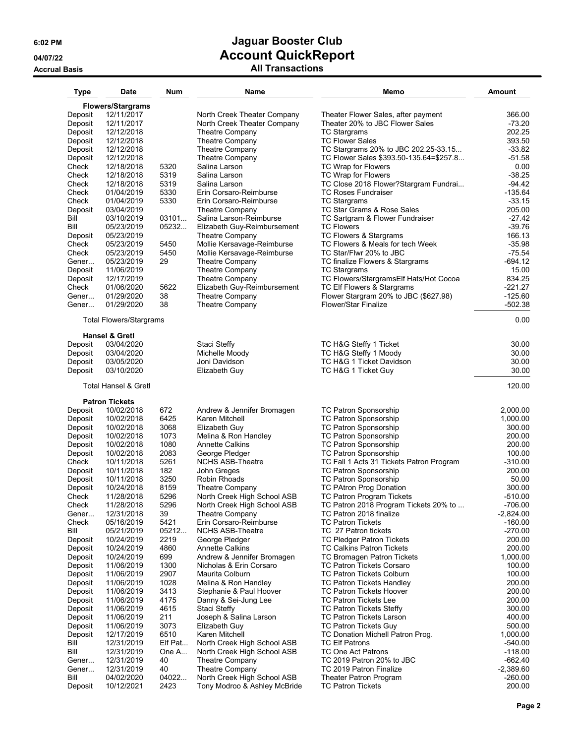# Jaguar Booster Club

## Account QuickReport

### All Transactions

6:02 PM
04/07/22
Accrual Basis

| Type | Date | Num | Name | Memo | Amount |
|---|---|---|---|---|---|
| **Flowers/Stargrams** | | | | | |
| Deposit | 12/11/2017 | | North Creek Theater Company | Theater Flower Sales, after payment | 366.00 |
| Deposit | 12/11/2017 | | North Creek Theater Company | Theater 20% to JBC Flower Sales | -73.20 |
| Deposit | 12/12/2018 | | Theatre Company | TC Stargrams | 202.25 |
| Deposit | 12/12/2018 | | Theatre Company | TC Flower Sales | 393.50 |
| Deposit | 12/12/2018 | | Theatre Company | TC Stargrams 20% to JBC 202.25-33.15... | -33.82 |
| Deposit | 12/12/2018 | | Theatre Company | TC Flower Sales $393.50-135.64=$257.8... | -51.58 |
| Check | 12/18/2018 | 5320 | Salina Larson | TC Wrap for Flowers | 0.00 |
| Check | 12/18/2018 | 5319 | Salina Larson | TC Wrap for Flowers | -38.25 |
| Check | 12/18/2018 | 5319 | Salina Larson | TC Close 2018 Flower?Stargram Fundrai... | -94.42 |
| Check | 01/04/2019 | 5330 | Erin Corsaro-Reimburse | TC Roses Fundraiser | -135.64 |
| Check | 01/04/2019 | 5330 | Erin Corsaro-Reimburse | TC Stargrams | -33.15 |
| Deposit | 03/04/2019 | | Theatre Company | TC Star Grams & Rose Sales | 205.00 |
| Bill | 03/10/2019 | 03101... | Salina Larson-Reimburse | TC Sartgram & Flower Fundraiser | -27.42 |
| Bill | 05/23/2019 | 05232... | Elizabeth Guy-Reimbursement | TC Flowers | -39.76 |
| Deposit | 05/23/2019 | | Theatre Company | TC Flowers & Stargrams | 166.13 |
| Check | 05/23/2019 | 5450 | Mollie Kersavage-Reimburse | TC Flowers & Meals for tech Week | -35.98 |
| Check | 05/23/2019 | 5450 | Mollie Kersavage-Reimburse | TC Star/Flwr 20% to JBC | -75.54 |
| Gener... | 05/23/2019 | 29 | Theatre Company | TC finalize Flowers & Stargrams | -694.12 |
| Deposit | 11/06/2019 | | Theatre Company | TC Stargrams | 15.00 |
| Deposit | 12/17/2019 | | Theatre Company | TC Flowers/StargramsElf Hats/Hot Cocoa | 834.25 |
| Check | 01/06/2020 | 5622 | Elizabeth Guy-Reimbursement | TC Elf Flowers & Stargrams | -221.27 |
| Gener... | 01/29/2020 | 38 | Theatre Company | Flower Stargram 20% to JBC ($627.98) | -125.60 |
| Gener... | 01/29/2020 | 38 | Theatre Company | Flower/Star Finalize | -502.38 |
| Total Flowers/Stargrams | | | | | 0.00 |
| **Hansel & Gretl** | | | | | |
| Deposit | 03/04/2020 | | Staci Steffy | TC H&G Steffy 1 Ticket | 30.00 |
| Deposit | 03/04/2020 | | Michelle Moody | TC H&G Steffy 1 Moody | 30.00 |
| Deposit | 03/05/2020 | | Joni Davidson | TC H&G 1 Ticket Davidson | 30.00 |
| Deposit | 03/10/2020 | | Elizabeth Guy | TC H&G 1 Ticket Guy | 30.00 |
| Total Hansel & Gretl | | | | | 120.00 |
| **Patron Tickets** | | | | | |
| Deposit | 10/02/2018 | 672 | Andrew & Jennifer Bromagen | TC Patron Sponsorship | 2,000.00 |
| Deposit | 10/02/2018 | 6425 | Karen Mitchell | TC Patron Sponsorship | 1,000.00 |
| Deposit | 10/02/2018 | 3068 | Elizabeth Guy | TC Patron Sponsorship | 300.00 |
| Deposit | 10/02/2018 | 1073 | Melina & Ron Handley | TC Patron Sponsorship | 200.00 |
| Deposit | 10/02/2018 | 1080 | Annette Calkins | TC Patron Sponsorship | 200.00 |
| Deposit | 10/02/2018 | 2083 | George Pledger | TC Patron Sponsorship | 100.00 |
| Check | 10/11/2018 | 5261 | NCHS ASB-Theatre | TC Fall 1 Acts 31 Tickets Patron Program | -310.00 |
| Deposit | 10/11/2018 | 182 | John Greges | TC Patron Sponsorship | 200.00 |
| Deposit | 10/11/2018 | 3250 | Robin Rhoads | TC Patron Sponsorship | 50.00 |
| Deposit | 10/24/2018 | 8159 | Theatre Company | TC PAtron Prog Donation | 300.00 |
| Check | 11/28/2018 | 5296 | North Creek High School ASB | TC Patron Program Tickets | -510.00 |
| Check | 11/28/2018 | 5296 | North Creek High School ASB | TC Patron 2018 Program Tickets 20% to ... | -706.00 |
| Gener... | 12/31/2018 | 39 | Theatre Company | TC Patron 2018 finalize | -2,824.00 |
| Check | 05/16/2019 | 5421 | Erin Corsaro-Reimburse | TC Patron Tickets | -160.00 |
| Bill | 05/21/2019 | 05212... | NCHS ASB-Theatre | TC 27 Patron tickets | -270.00 |
| Deposit | 10/24/2019 | 2219 | George Pledger | TC Pledger Patron Tickets | 200.00 |
| Deposit | 10/24/2019 | 4860 | Annette Calkins | TC Calkins Patron Tickets | 200.00 |
| Deposit | 10/24/2019 | 699 | Andrew & Jennifer Bromagen | TC Bromagen Patron Tickets | 1,000.00 |
| Deposit | 11/06/2019 | 1300 | Nicholas & Erin Corsaro | TC Patron Tickets Corsaro | 100.00 |
| Deposit | 11/06/2019 | 2907 | Maurita Colburn | TC Patron Tickets Colburn | 100.00 |
| Deposit | 11/06/2019 | 1028 | Melina & Ron Handley | TC Patron Tickets Handley | 200.00 |
| Deposit | 11/06/2019 | 3413 | Stephanie & Paul Hoover | TC Patron Tickets Hoover | 200.00 |
| Deposit | 11/06/2019 | 4175 | Danny & Sei-Jung Lee | TC Patron Tickets Lee | 200.00 |
| Deposit | 11/06/2019 | 4615 | Staci Steffy | TC Patron Tickets Steffy | 300.00 |
| Deposit | 11/06/2019 | 211 | Joseph & Salina Larson | TC Patron Tickets Larson | 400.00 |
| Deposit | 11/06/2019 | 3073 | Elizabeth Guy | TC Patron Tickets Guy | 500.00 |
| Deposit | 12/17/2019 | 6510 | Karen Mitchell | TC Donation Michell Patron Prog. | 1,000.00 |
| Bill | 12/31/2019 | Elf Pat... | North Creek High School ASB | TC Elf Patrons | -540.00 |
| Bill | 12/31/2019 | One A... | North Creek High School ASB | TC One Act Patrons | -118.00 |
| Gener... | 12/31/2019 | 40 | Theatre Company | TC 2019 Patron 20% to JBC | -662.40 |
| Gener... | 12/31/2019 | 40 | Theatre Company | TC 2019 Patron Finalize | -2,389.60 |
| Bill | 04/02/2020 | 04022... | North Creek High School ASB | Theater Patron Program | -260.00 |
| Deposit | 10/12/2021 | 2423 | Tony Modroo & Ashley McBride | TC Patron Tickets | 200.00 |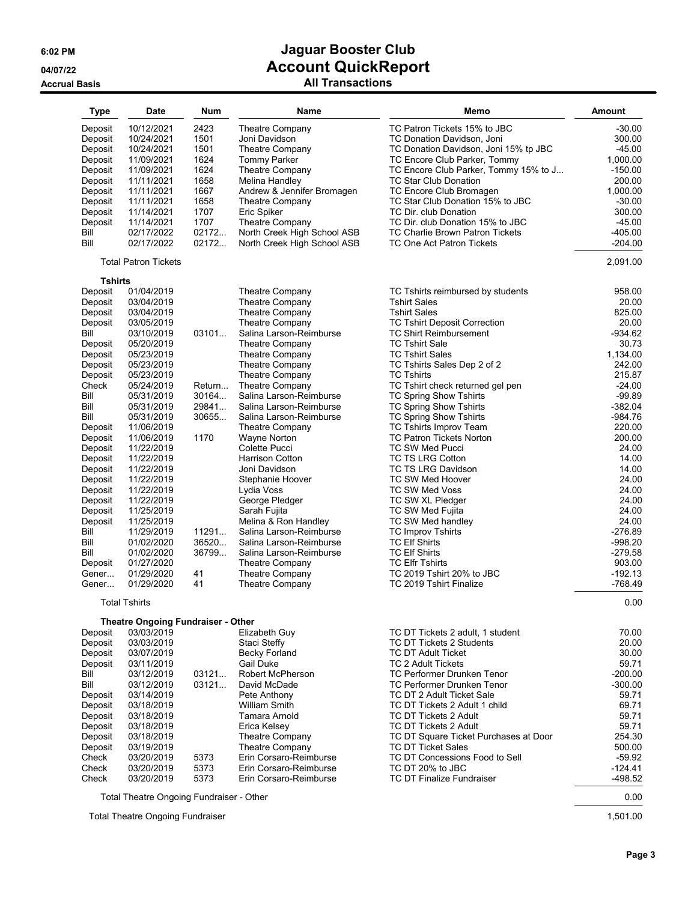# Jaguar Booster Club

## Account QuickReport

### All Transactions

6:02 PM
04/07/22
Accrual Basis

| Type | Date | Num | Name | Memo | Amount |
|---|---|---|---|---|---|
| Deposit | 10/12/2021 | 2423 | Theatre Company | TC Patron Tickets 15% to JBC | -30.00 |
| Deposit | 10/24/2021 | 1501 | Joni Davidson | TC Donation Davidson, Joni | 300.00 |
| Deposit | 10/24/2021 | 1501 | Theatre Company | TC Donation Davidson, Joni 15% tp JBC | -45.00 |
| Deposit | 11/09/2021 | 1624 | Tommy Parker | TC Encore Club Parker, Tommy | 1,000.00 |
| Deposit | 11/09/2021 | 1624 | Theatre Company | TC Encore Club Parker, Tommy 15% to J... | -150.00 |
| Deposit | 11/11/2021 | 1658 | Melina Handley | TC Star Club Donation | 200.00 |
| Deposit | 11/11/2021 | 1667 | Andrew & Jennifer Bromagen | TC Encore Club Bromagen | 1,000.00 |
| Deposit | 11/11/2021 | 1658 | Theatre Company | TC Star Club Donation 15% to JBC | -30.00 |
| Deposit | 11/14/2021 | 1707 | Eric Spiker | TC Dir. club Donation | 300.00 |
| Deposit | 11/14/2021 | 1707 | Theatre Company | TC Dir. club Donation 15% to JBC | -45.00 |
| Bill | 02/17/2022 | 02172... | North Creek High School ASB | TC Charlie Brown Patron Tickets | -405.00 |
| Bill | 02/17/2022 | 02172... | North Creek High School ASB | TC One Act Patron Tickets | -204.00 |
| Total Patron Tickets | | | | | 2,091.00 |
| **Tshirts** | | | | | |
| Deposit | 01/04/2019 | | Theatre Company | TC Tshirts reimbursed by students | 958.00 |
| Deposit | 03/04/2019 | | Theatre Company | Tshirt Sales | 20.00 |
| Deposit | 03/04/2019 | | Theatre Company | Tshirt Sales | 825.00 |
| Deposit | 03/05/2019 | | Theatre Company | TC Tshirt Deposit Correction | 20.00 |
| Bill | 03/10/2019 | 03101... | Salina Larson-Reimburse | TC Shirt Reimbursement | -934.62 |
| Deposit | 05/20/2019 | | Theatre Company | TC Tshirt Sale | 30.73 |
| Deposit | 05/23/2019 | | Theatre Company | TC Tshirt Sales | 1,134.00 |
| Deposit | 05/23/2019 | | Theatre Company | TC Tshirts Sales Dep 2 of 2 | 242.00 |
| Deposit | 05/23/2019 | | Theatre Company | TC Tshirts | 215.87 |
| Check | 05/24/2019 | Return... | Theatre Company | TC Tshirt check returned gel pen | -24.00 |
| Bill | 05/31/2019 | 30164... | Salina Larson-Reimburse | TC Spring Show Tshirts | -99.89 |
| Bill | 05/31/2019 | 29841... | Salina Larson-Reimburse | TC Spring Show Tshirts | -382.04 |
| Bill | 05/31/2019 | 30655... | Salina Larson-Reimburse | TC Spring Show Tshirts | -984.76 |
| Deposit | 11/06/2019 | | Theatre Company | TC Tshirts Improv Team | 220.00 |
| Deposit | 11/06/2019 | 1170 | Wayne Norton | TC Patron Tickets Norton | 200.00 |
| Deposit | 11/22/2019 | | Colette Pucci | TC SW Med Pucci | 24.00 |
| Deposit | 11/22/2019 | | Harrison Cotton | TC TS LRG Cotton | 14.00 |
| Deposit | 11/22/2019 | | Joni Davidson | TC TS LRG Davidson | 14.00 |
| Deposit | 11/22/2019 | | Stephanie Hoover | TC SW Med Hoover | 24.00 |
| Deposit | 11/22/2019 | | Lydia Voss | TC SW Med Voss | 24.00 |
| Deposit | 11/22/2019 | | George Pledger | TC SW XL Pledger | 24.00 |
| Deposit | 11/25/2019 | | Sarah Fujita | TC SW Med Fujita | 24.00 |
| Deposit | 11/25/2019 | | Melina & Ron Handley | TC SW Med handley | 24.00 |
| Bill | 11/29/2019 | 11291... | Salina Larson-Reimburse | TC Improv Tshirts | -276.89 |
| Bill | 01/02/2020 | 36520... | Salina Larson-Reimburse | TC Elf Shirts | -998.20 |
| Bill | 01/02/2020 | 36799... | Salina Larson-Reimburse | TC Elf Shirts | -279.58 |
| Deposit | 01/27/2020 | | Theatre Company | TC Elfr Tshirts | 903.00 |
| Gener... | 01/29/2020 | 41 | Theatre Company | TC 2019 Tshirt 20% to JBC | -192.13 |
| Gener... | 01/29/2020 | 41 | Theatre Company | TC 2019 Tshirt Finalize | -768.49 |
| Total Tshirts | | | | | 0.00 |
| **Theatre Ongoing Fundraiser - Other** | | | | | |
| Deposit | 03/03/2019 | | Elizabeth Guy | TC DT Tickets 2 adult, 1 student | 70.00 |
| Deposit | 03/03/2019 | | Staci Steffy | TC DT Tickets 2 Students | 20.00 |
| Deposit | 03/07/2019 | | Becky Forland | TC DT Adult Ticket | 30.00 |
| Deposit | 03/11/2019 | | Gail Duke | TC 2 Adult Tickets | 59.71 |
| Bill | 03/12/2019 | 03121... | Robert McPherson | TC Performer Drunken Tenor | -200.00 |
| Bill | 03/12/2019 | 03121... | David McDade | TC Performer Drunken Tenor | -300.00 |
| Deposit | 03/14/2019 | | Pete Anthony | TC DT 2 Adult Ticket Sale | 59.71 |
| Deposit | 03/18/2019 | | William Smith | TC DT Tickets 2 Adult 1 child | 69.71 |
| Deposit | 03/18/2019 | | Tamara Arnold | TC DT Tickets 2 Adult | 59.71 |
| Deposit | 03/18/2019 | | Erica Kelsey | TC DT Tickets 2 Adult | 59.71 |
| Deposit | 03/18/2019 | | Theatre Company | TC DT Square Ticket Purchases at Door | 254.30 |
| Deposit | 03/19/2019 | | Theatre Company | TC DT Ticket Sales | 500.00 |
| Check | 03/20/2019 | 5373 | Erin Corsaro-Reimburse | TC DT Concessions Food to Sell | -59.92 |
| Check | 03/20/2019 | 5373 | Erin Corsaro-Reimburse | TC DT 20% to JBC | -124.41 |
| Check | 03/20/2019 | 5373 | Erin Corsaro-Reimburse | TC DT Finalize Fundraiser | -498.52 |
| Total Theatre Ongoing Fundraiser - Other | | | | | 0.00 |
| Total Theatre Ongoing Fundraiser | | | | | 1,501.00 |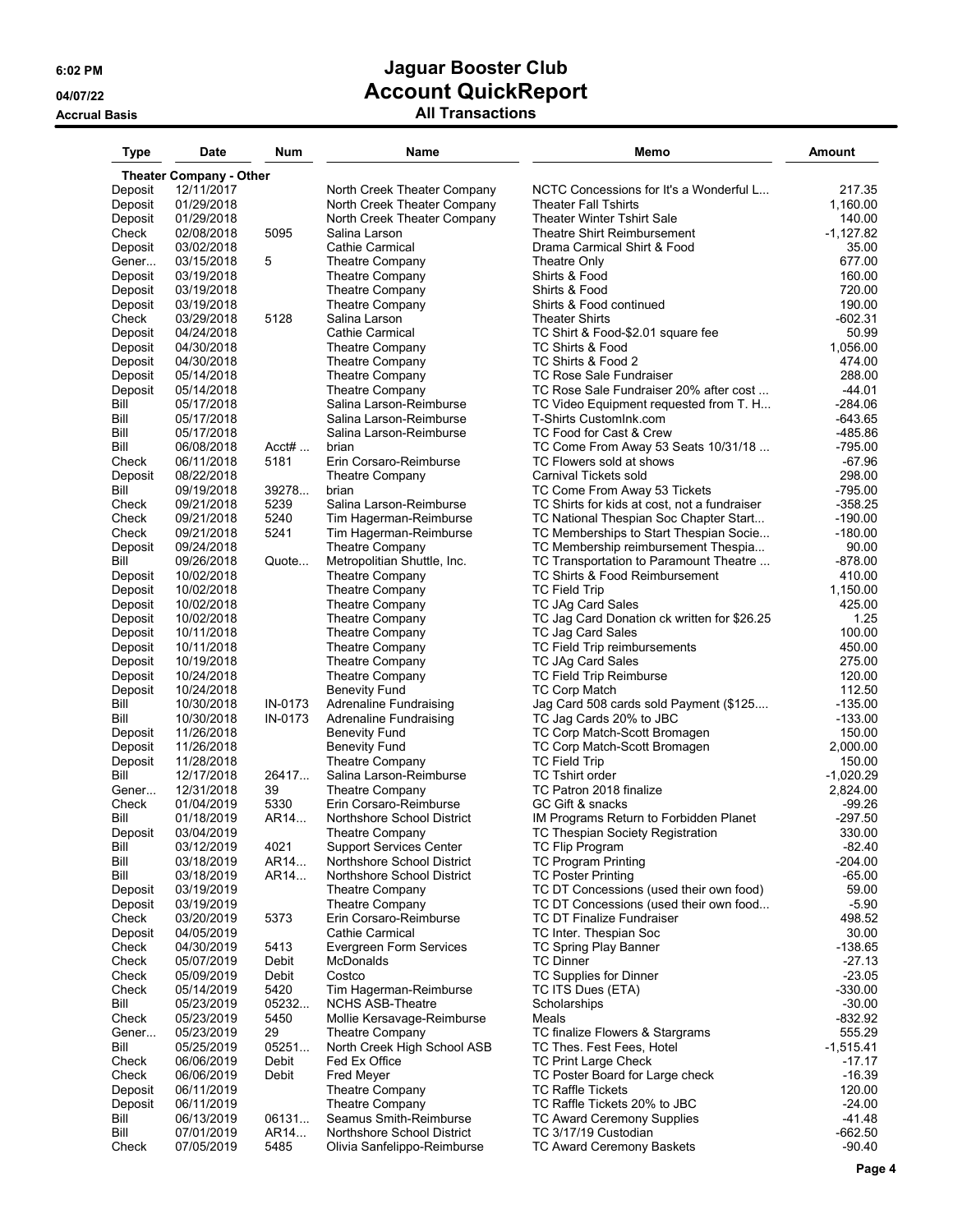# Jaguar Booster Club
## Account QuickReport
### All Transactions

6:02 PM
04/07/22
Accrual Basis

| Type | Date | Num | Name | Memo | Amount |
|---|---|---|---|---|---|
| **Theater Company - Other** | | | | | |
| Deposit | 12/11/2017 | | North Creek Theater Company | NCTC Concessions for It's a Wonderful L... | 217.35 |
| Deposit | 01/29/2018 | | North Creek Theater Company | Theater Fall Tshirts | 1,160.00 |
| Deposit | 01/29/2018 | | North Creek Theater Company | Theater Winter Tshirt Sale | 140.00 |
| Check | 02/08/2018 | 5095 | Salina Larson | Theatre Shirt Reimbursement | -1,127.82 |
| Deposit | 03/02/2018 | | Cathie Carmical | Drama Carmical Shirt & Food | 35.00 |
| Gener... | 03/15/2018 | 5 | Theatre Company | Theatre Only | 677.00 |
| Deposit | 03/19/2018 | | Theatre Company | Shirts & Food | 160.00 |
| Deposit | 03/19/2018 | | Theatre Company | Shirts & Food | 720.00 |
| Deposit | 03/19/2018 | | Theatre Company | Shirts & Food continued | 190.00 |
| Check | 03/29/2018 | 5128 | Salina Larson | Theater Shirts | -602.31 |
| Deposit | 04/24/2018 | | Cathie Carmical | TC Shirt & Food-$2.01 square fee | 50.99 |
| Deposit | 04/30/2018 | | Theatre Company | TC Shirts & Food | 1,056.00 |
| Deposit | 04/30/2018 | | Theatre Company | TC Shirts & Food 2 | 474.00 |
| Deposit | 05/14/2018 | | Theatre Company | TC Rose Sale Fundraiser | 288.00 |
| Deposit | 05/14/2018 | | Theatre Company | TC Rose Sale Fundraiser 20% after cost ... | -44.01 |
| Bill | 05/17/2018 | | Salina Larson-Reimburse | TC Video Equipment requested from T. H... | -284.06 |
| Bill | 05/17/2018 | | Salina Larson-Reimburse | T-Shirts CustomInk.com | -643.65 |
| Bill | 05/17/2018 | | Salina Larson-Reimburse | TC Food for Cast & Crew | -485.86 |
| Bill | 06/08/2018 | Acct# ... | brian | TC Come From Away 53 Seats 10/31/18 ... | -795.00 |
| Check | 06/11/2018 | 5181 | Erin Corsaro-Reimburse | TC Flowers sold at shows | -67.96 |
| Deposit | 08/22/2018 | | Theatre Company | Carnival Tickets sold | 298.00 |
| Bill | 09/19/2018 | 39278... | brian | TC Come From Away 53 Tickets | -795.00 |
| Check | 09/21/2018 | 5239 | Salina Larson-Reimburse | TC Shirts for kids at cost, not a fundraiser | -358.25 |
| Check | 09/21/2018 | 5240 | Tim Hagerman-Reimburse | TC National Thespian Soc Chapter Start... | -190.00 |
| Check | 09/21/2018 | 5241 | Tim Hagerman-Reimburse | TC Memberships to Start Thespian Socie... | -180.00 |
| Deposit | 09/24/2018 | | Theatre Company | TC Membership reimbursement Thespia... | 90.00 |
| Bill | 09/26/2018 | Quote... | Metropolitian Shuttle, Inc. | TC Transportation to Paramount Theatre ... | -878.00 |
| Deposit | 10/02/2018 | | Theatre Company | TC Shirts & Food Reimbursement | 410.00 |
| Deposit | 10/02/2018 | | Theatre Company | TC Field Trip | 1,150.00 |
| Deposit | 10/02/2018 | | Theatre Company | TC JAg Card Sales | 425.00 |
| Deposit | 10/02/2018 | | Theatre Company | TC Jag Card Donation ck written for $26.25 | 1.25 |
| Deposit | 10/11/2018 | | Theatre Company | TC Jag Card Sales | 100.00 |
| Deposit | 10/11/2018 | | Theatre Company | TC Field Trip reimbursements | 450.00 |
| Deposit | 10/19/2018 | | Theatre Company | TC JAg Card Sales | 275.00 |
| Deposit | 10/24/2018 | | Theatre Company | TC Field Trip Reimburse | 120.00 |
| Deposit | 10/24/2018 | | Benevity Fund | TC Corp Match | 112.50 |
| Bill | 10/30/2018 | IN-0173 | Adrenaline Fundraising | Jag Card 508 cards sold Payment ($125.... | -135.00 |
| Bill | 10/30/2018 | IN-0173 | Adrenaline Fundraising | TC Jag Cards 20% to JBC | -133.00 |
| Deposit | 11/26/2018 | | Benevity Fund | TC Corp Match-Scott Bromagen | 150.00 |
| Deposit | 11/26/2018 | | Benevity Fund | TC Corp Match-Scott Bromagen | 2,000.00 |
| Deposit | 11/28/2018 | | Theatre Company | TC Field Trip | 150.00 |
| Bill | 12/17/2018 | 26417... | Salina Larson-Reimburse | TC Tshirt order | -1,020.29 |
| Gener... | 12/31/2018 | 39 | Theatre Company | TC Patron 2018 finalize | 2,824.00 |
| Check | 01/04/2019 | 5330 | Erin Corsaro-Reimburse | GC Gift & snacks | -99.26 |
| Bill | 01/18/2019 | AR14... | Northshore School District | IM Programs Return to Forbidden Planet | -297.50 |
| Deposit | 03/04/2019 | | Theatre Company | TC Thespian Society Registration | 330.00 |
| Bill | 03/12/2019 | 4021 | Support Services Center | TC Flip Program | -82.40 |
| Bill | 03/18/2019 | AR14... | Northshore School District | TC Program Printing | -204.00 |
| Bill | 03/18/2019 | AR14... | Northshore School District | TC Poster Printing | -65.00 |
| Deposit | 03/19/2019 | | Theatre Company | TC DT Concessions (used their own food) | 59.00 |
| Deposit | 03/19/2019 | | Theatre Company | TC DT Concessions (used their own food... | -5.90 |
| Check | 03/20/2019 | 5373 | Erin Corsaro-Reimburse | TC DT Finalize Fundraiser | 498.52 |
| Deposit | 04/05/2019 | | Cathie Carmical | TC Inter. Thespian Soc | 30.00 |
| Check | 04/30/2019 | 5413 | Evergreen Form Services | TC Spring Play Banner | -138.65 |
| Check | 05/07/2019 | Debit | McDonalds | TC Dinner | -27.13 |
| Check | 05/09/2019 | Debit | Costco | TC Supplies for Dinner | -23.05 |
| Check | 05/14/2019 | 5420 | Tim Hagerman-Reimburse | TC ITS Dues (ETA) | -330.00 |
| Bill | 05/23/2019 | 05232... | NCHS ASB-Theatre | Scholarships | -30.00 |
| Check | 05/23/2019 | 5450 | Mollie Kersavage-Reimburse | Meals | -832.92 |
| Gener... | 05/23/2019 | 29 | Theatre Company | TC finalize Flowers & Stargrams | 555.29 |
| Bill | 05/25/2019 | 05251... | North Creek High School ASB | TC Thes. Fest Fees, Hotel | -1,515.41 |
| Check | 06/06/2019 | Debit | Fed Ex Office | TC Print Large Check | -17.17 |
| Check | 06/06/2019 | Debit | Fred Meyer | TC Poster Board for Large check | -16.39 |
| Deposit | 06/11/2019 | | Theatre Company | TC Raffle Tickets | 120.00 |
| Deposit | 06/11/2019 | | Theatre Company | TC Raffle Tickets 20% to JBC | -24.00 |
| Bill | 06/13/2019 | 06131... | Seamus Smith-Reimburse | TC Award Ceremony Supplies | -41.48 |
| Bill | 07/01/2019 | AR14... | Northshore School District | TC 3/17/19 Custodian | -662.50 |
| Check | 07/05/2019 | 5485 | Olivia Sanfelippo-Reimburse | TC Award Ceremony Baskets | -90.40 |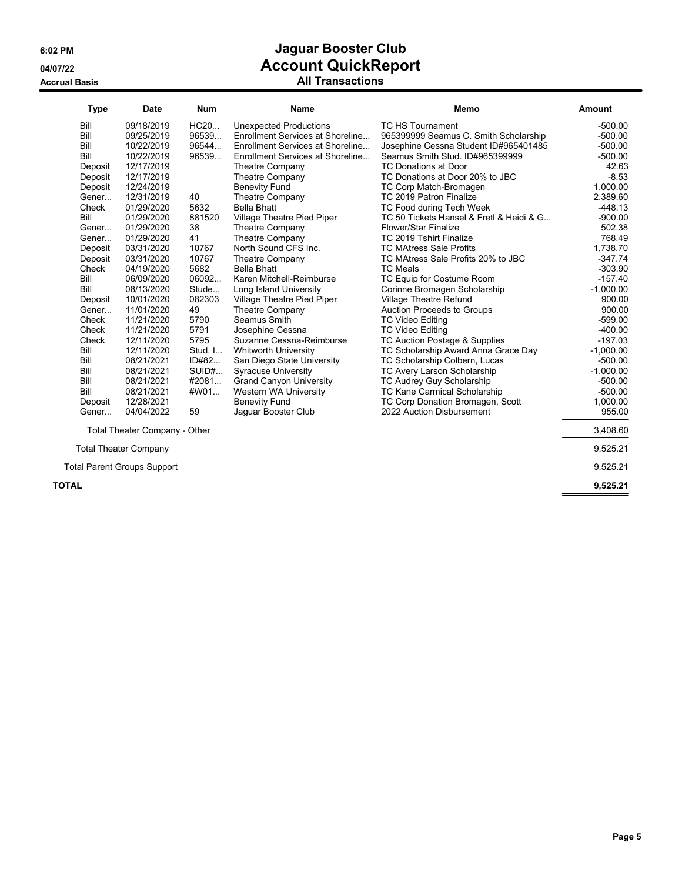# Jaguar Booster Club
## Account QuickReport
### All Transactions

6:02 PM
04/07/22
Accrual Basis

| Type | Date | Num | Name | Memo | Amount |
|---|---|---|---|---|---|
| Bill | 09/18/2019 | HC20... | Unexpected Productions | TC HS Tournament | -500.00 |
| Bill | 09/25/2019 | 96539... | Enrollment Services at Shoreline... | 965399999 Seamus C. Smith Scholarship | -500.00 |
| Bill | 10/22/2019 | 96544... | Enrollment Services at Shoreline... | Josephine Cessna Student ID#965401485 | -500.00 |
| Bill | 10/22/2019 | 96539... | Enrollment Services at Shoreline... | Seamus Smith Stud. ID#965399999 | -500.00 |
| Deposit | 12/17/2019 | | Theatre Company | TC Donations at Door | 42.63 |
| Deposit | 12/17/2019 | | Theatre Company | TC Donations at Door 20% to JBC | -8.53 |
| Deposit | 12/24/2019 | | Benevity Fund | TC Corp Match-Bromagen | 1,000.00 |
| Gener... | 12/31/2019 | 40 | Theatre Company | TC 2019 Patron Finalize | 2,389.60 |
| Check | 01/29/2020 | 5632 | Bella Bhatt | TC Food during Tech Week | -448.13 |
| Bill | 01/29/2020 | 881520 | Village Theatre Pied Piper | TC 50 Tickets Hansel & Fretl & Heidi & G... | -900.00 |
| Gener... | 01/29/2020 | 38 | Theatre Company | Flower/Star Finalize | 502.38 |
| Gener... | 01/29/2020 | 41 | Theatre Company | TC 2019 Tshirt Finalize | 768.49 |
| Deposit | 03/31/2020 | 10767 | North Sound CFS Inc. | TC MAtress Sale Profits | 1,738.70 |
| Deposit | 03/31/2020 | 10767 | Theatre Company | TC MAtress Sale Profits 20% to JBC | -347.74 |
| Check | 04/19/2020 | 5682 | Bella Bhatt | TC Meals | -303.90 |
| Bill | 06/09/2020 | 06092... | Karen Mitchell-Reimburse | TC Equip for Costume Room | -157.40 |
| Bill | 08/13/2020 | Stude... | Long Island University | Corinne Bromagen Scholarship | -1,000.00 |
| Deposit | 10/01/2020 | 082303 | Village Theatre Pied Piper | Village Theatre Refund | 900.00 |
| Gener... | 11/01/2020 | 49 | Theatre Company | Auction Proceeds to Groups | 900.00 |
| Check | 11/21/2020 | 5790 | Seamus Smith | TC Video Editing | -599.00 |
| Check | 11/21/2020 | 5791 | Josephine Cessna | TC Video Editing | -400.00 |
| Check | 12/11/2020 | 5795 | Suzanne Cessna-Reimburse | TC Auction Postage & Supplies | -197.03 |
| Bill | 12/11/2020 | Stud. I... | Whitworth University | TC Scholarship Award Anna Grace Day | -1,000.00 |
| Bill | 08/21/2021 | ID#82... | San Diego State University | TC Scholarship Colbern, Lucas | -500.00 |
| Bill | 08/21/2021 | SUID#... | Syracuse University | TC Avery Larson Scholarship | -1,000.00 |
| Bill | 08/21/2021 | #2081... | Grand Canyon University | TC Audrey Guy Scholarship | -500.00 |
| Bill | 08/21/2021 | #W01... | Western WA University | TC Kane Carmical Scholarship | -500.00 |
| Deposit | 12/28/2021 | | Benevity Fund | TC Corp Donation Bromagen, Scott | 1,000.00 |
| Gener... | 04/04/2022 | 59 | Jaguar Booster Club | 2022 Auction Disbursement | 955.00 |
| Total Theater Company - Other | | | | | 3,408.60 |
| Total Theater Company | | | | | 9,525.21 |
| Total Parent Groups Support | | | | | 9,525.21 |
| **TOTAL** | | | | | **9,525.21** |